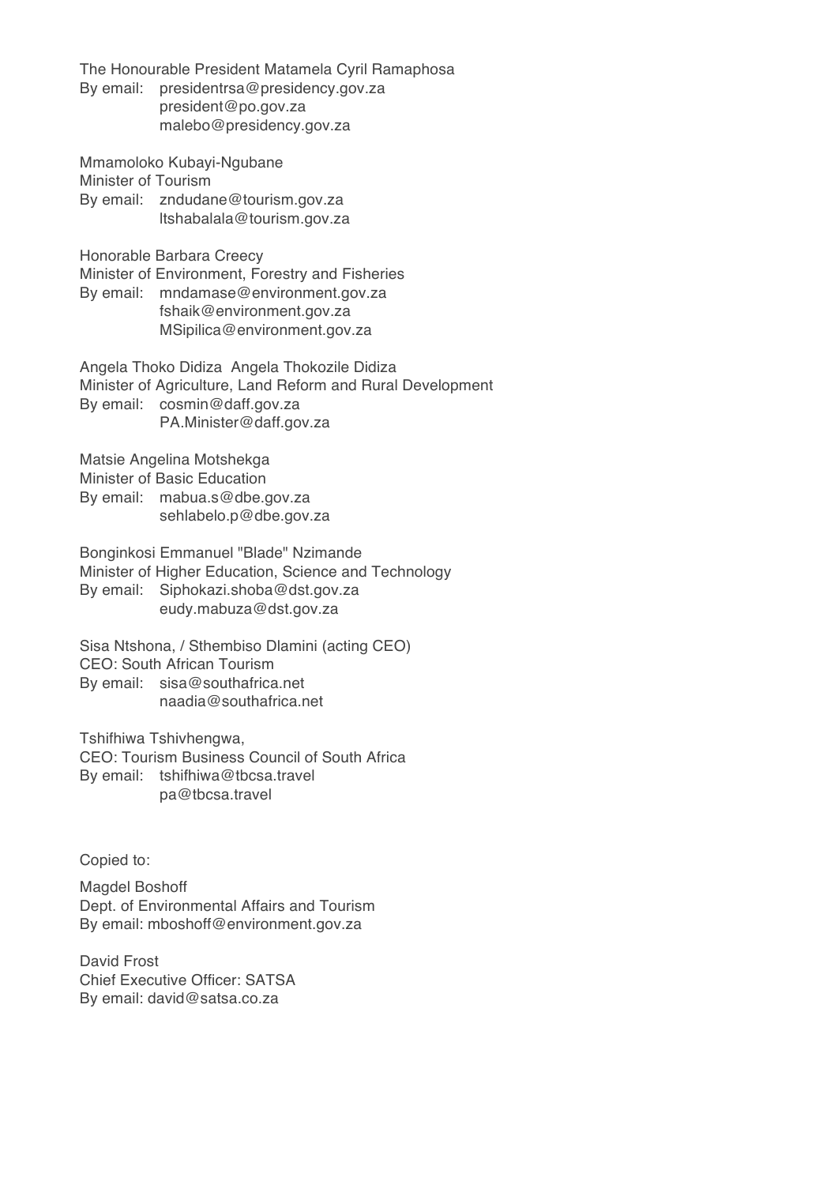The Honourable President Matamela Cyril Ramaphosa
By email: presidentrsa@presidency.gov.za
president@po.gov.za
malebo@presidency.gov.za

Mmamoloko Kubayi-Ngubane
Minister of Tourism
By email: zndudane@tourism.gov.za
ltshabalala@tourism.gov.za

Honorable Barbara Creecy
Minister of Environment, Forestry and Fisheries
By email: mndamase@environment.gov.za
fshaik@environment.gov.za
MSipilica@environment.gov.za

Angela Thoko Didiza Angela Thokozile Didiza
Minister of Agriculture, Land Reform and Rural Development
By email: cosmin@daff.gov.za
PA.Minister@daff.gov.za

Matsie Angelina Motshekga
Minister of Basic Education
By email: mabua.s@dbe.gov.za
sehlabelo.p@dbe.gov.za

Bonginkosi Emmanuel "Blade" Nzimande
Minister of Higher Education, Science and Technology
By email: Siphokazi.shoba@dst.gov.za
eudy.mabuza@dst.gov.za

Sisa Ntshona, / Sthembiso Dlamini (acting CEO)
CEO: South African Tourism
By email: sisa@southafrica.net
naadia@southafrica.net

Tshifhiwa Tshivhengwa,
CEO: Tourism Business Council of South Africa
By email: tshifhiwa@tbcsa.travel
pa@tbcsa.travel

Copied to:

Magdel Boshoff
Dept. of Environmental Affairs and Tourism
By email: mboshoff@environment.gov.za

David Frost
Chief Executive Officer: SATSA
By email: david@satsa.co.za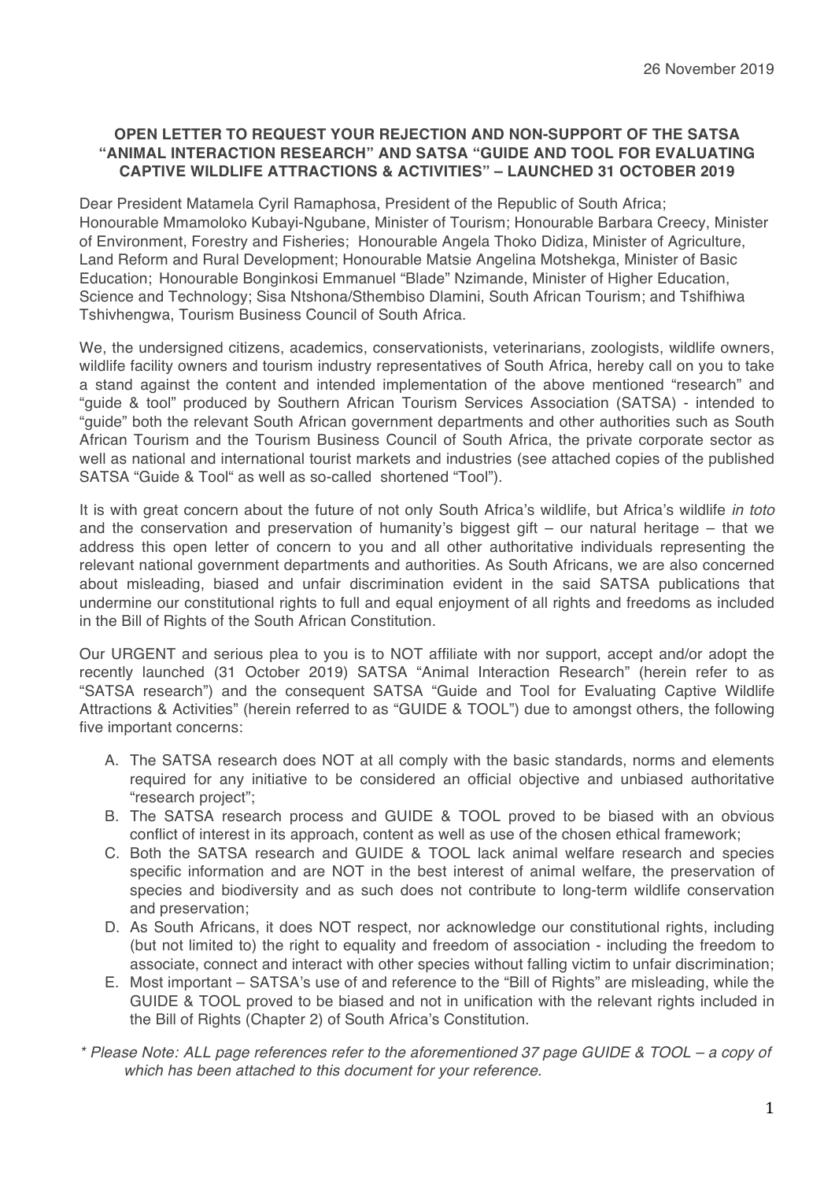26 November 2019

**OPEN LETTER TO REQUEST YOUR REJECTION AND NON-SUPPORT OF THE SATSA "ANIMAL INTERACTION RESEARCH" AND SATSA "GUIDE AND TOOL FOR EVALUATING CAPTIVE WILDLIFE ATTRACTIONS & ACTIVITIES" – LAUNCHED 31 OCTOBER 2019**

Dear President Matamela Cyril Ramaphosa, President of the Republic of South Africa; Honourable Mmamoloko Kubayi-Ngubane, Minister of Tourism; Honourable Barbara Creecy, Minister of Environment, Forestry and Fisheries; Honourable Angela Thoko Didiza, Minister of Agriculture, Land Reform and Rural Development; Honourable Matsie Angelina Motshekga, Minister of Basic Education; Honourable Bonginkosi Emmanuel "Blade" Nzimande, Minister of Higher Education, Science and Technology; Sisa Ntshona/Sthembiso Dlamini, South African Tourism; and Tshifhiwa Tshivhengwa, Tourism Business Council of South Africa.

We, the undersigned citizens, academics, conservationists, veterinarians, zoologists, wildlife owners, wildlife facility owners and tourism industry representatives of South Africa, hereby call on you to take a stand against the content and intended implementation of the above mentioned "research" and "guide & tool" produced by Southern African Tourism Services Association (SATSA) - intended to "guide" both the relevant South African government departments and other authorities such as South African Tourism and the Tourism Business Council of South Africa, the private corporate sector as well as national and international tourist markets and industries (see attached copies of the published SATSA "Guide & Tool" as well as so-called shortened "Tool").

It is with great concern about the future of not only South Africa's wildlife, but Africa's wildlife *in toto* and the conservation and preservation of humanity's biggest gift – our natural heritage – that we address this open letter of concern to you and all other authoritative individuals representing the relevant national government departments and authorities. As South Africans, we are also concerned about misleading, biased and unfair discrimination evident in the said SATSA publications that undermine our constitutional rights to full and equal enjoyment of all rights and freedoms as included in the Bill of Rights of the South African Constitution.

Our URGENT and serious plea to you is to NOT affiliate with nor support, accept and/or adopt the recently launched (31 October 2019) SATSA "Animal Interaction Research" (herein refer to as "SATSA research") and the consequent SATSA "Guide and Tool for Evaluating Captive Wildlife Attractions & Activities" (herein referred to as "GUIDE & TOOL") due to amongst others, the following five important concerns:

A. The SATSA research does NOT at all comply with the basic standards, norms and elements required for any initiative to be considered an official objective and unbiased authoritative "research project";
B. The SATSA research process and GUIDE & TOOL proved to be biased with an obvious conflict of interest in its approach, content as well as use of the chosen ethical framework;
C. Both the SATSA research and GUIDE & TOOL lack animal welfare research and species specific information and are NOT in the best interest of animal welfare, the preservation of species and biodiversity and as such does not contribute to long-term wildlife conservation and preservation;
D. As South Africans, it does NOT respect, nor acknowledge our constitutional rights, including (but not limited to) the right to equality and freedom of association - including the freedom to associate, connect and interact with other species without falling victim to unfair discrimination;
E. Most important – SATSA's use of and reference to the "Bill of Rights" are misleading, while the GUIDE & TOOL proved to be biased and not in unification with the relevant rights included in the Bill of Rights (Chapter 2) of South Africa's Constitution.

*\* Please Note: ALL page references refer to the aforementioned 37 page GUIDE & TOOL – a copy of which has been attached to this document for your reference.*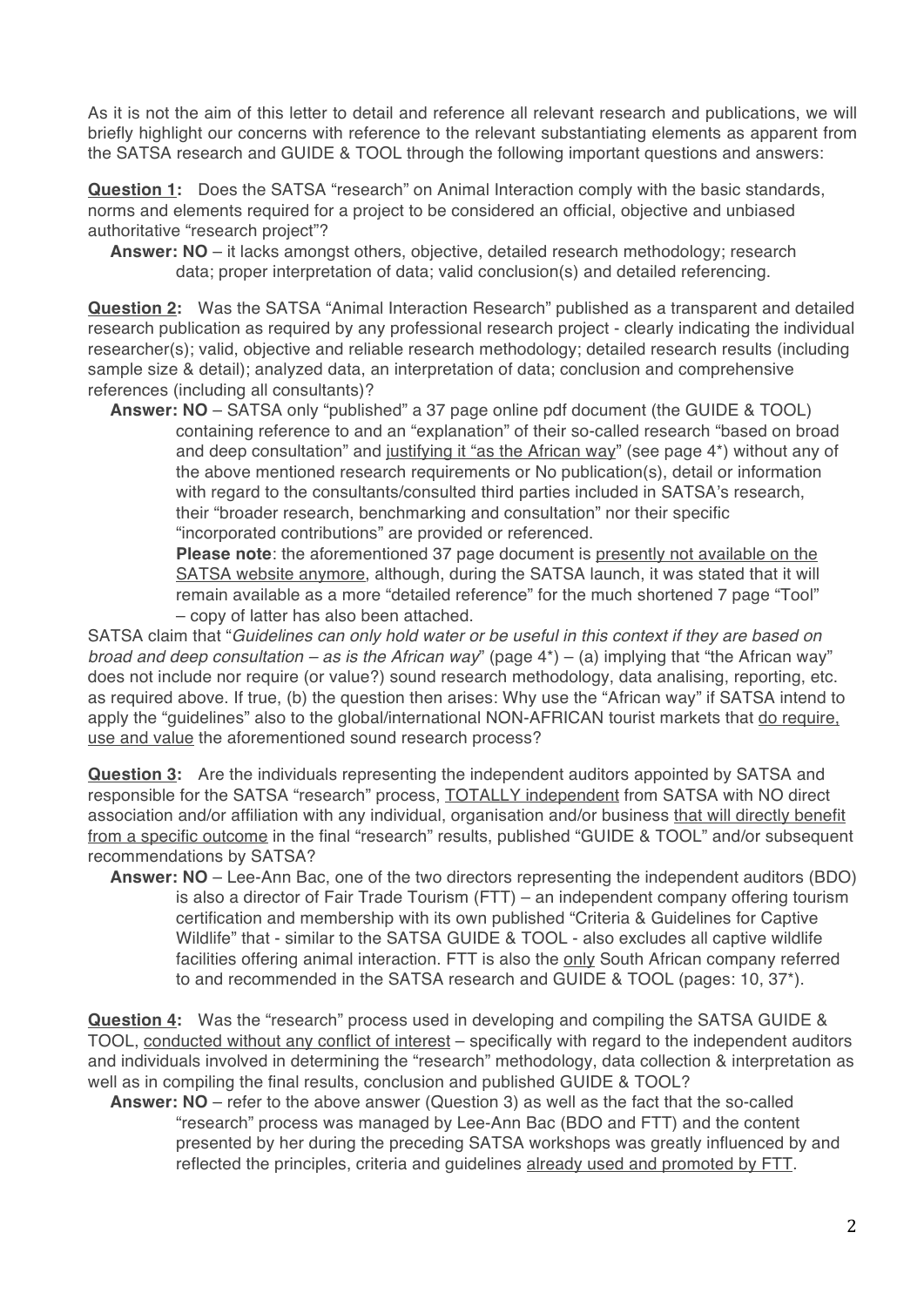As it is not the aim of this letter to detail and reference all relevant research and publications, we will briefly highlight our concerns with reference to the relevant substantiating elements as apparent from the SATSA research and GUIDE & TOOL through the following important questions and answers:

**Question 1:** Does the SATSA "research" on Animal Interaction comply with the basic standards, norms and elements required for a project to be considered an official, objective and unbiased authoritative "research project"?

**Answer: NO** – it lacks amongst others, objective, detailed research methodology; research data; proper interpretation of data; valid conclusion(s) and detailed referencing.

**Question 2:** Was the SATSA "Animal Interaction Research" published as a transparent and detailed research publication as required by any professional research project - clearly indicating the individual researcher(s); valid, objective and reliable research methodology; detailed research results (including sample size & detail); analyzed data, an interpretation of data; conclusion and comprehensive references (including all consultants)?

**Answer: NO** – SATSA only "published" a 37 page online pdf document (the GUIDE & TOOL) containing reference to and an "explanation" of their so-called research "based on broad and deep consultation" and justifying it "as the African way" (see page 4*) without any of the above mentioned research requirements or No publication(s), detail or information with regard to the consultants/consulted third parties included in SATSA's research, their "broader research, benchmarking and consultation" nor their specific "incorporated contributions" are provided or referenced.

**Please note**: the aforementioned 37 page document is presently not available on the SATSA website anymore, although, during the SATSA launch, it was stated that it will remain available as a more "detailed reference" for the much shortened 7 page "Tool" – copy of latter has also been attached.

SATSA claim that "*Guidelines can only hold water or be useful in this context if they are based on broad and deep consultation – as is the African way*" (page 4*) – (a) implying that "the African way" does not include nor require (or value?) sound research methodology, data analising, reporting, etc. as required above. If true, (b) the question then arises: Why use the "African way" if SATSA intend to apply the "guidelines" also to the global/international NON-AFRICAN tourist markets that do require, use and value the aforementioned sound research process?

**Question 3:** Are the individuals representing the independent auditors appointed by SATSA and responsible for the SATSA "research" process, TOTALLY independent from SATSA with NO direct association and/or affiliation with any individual, organisation and/or business that will directly benefit from a specific outcome in the final "research" results, published "GUIDE & TOOL" and/or subsequent recommendations by SATSA?

**Answer: NO** – Lee-Ann Bac, one of the two directors representing the independent auditors (BDO) is also a director of Fair Trade Tourism (FTT) – an independent company offering tourism certification and membership with its own published "Criteria & Guidelines for Captive Wildlife" that - similar to the SATSA GUIDE & TOOL - also excludes all captive wildlife facilities offering animal interaction. FTT is also the only South African company referred to and recommended in the SATSA research and GUIDE & TOOL (pages: 10, 37*).

**Question 4:** Was the "research" process used in developing and compiling the SATSA GUIDE & TOOL, conducted without any conflict of interest – specifically with regard to the independent auditors and individuals involved in determining the "research" methodology, data collection & interpretation as well as in compiling the final results, conclusion and published GUIDE & TOOL?

**Answer: NO** – refer to the above answer (Question 3) as well as the fact that the so-called "research" process was managed by Lee-Ann Bac (BDO and FTT) and the content presented by her during the preceding SATSA workshops was greatly influenced by and reflected the principles, criteria and guidelines already used and promoted by FTT.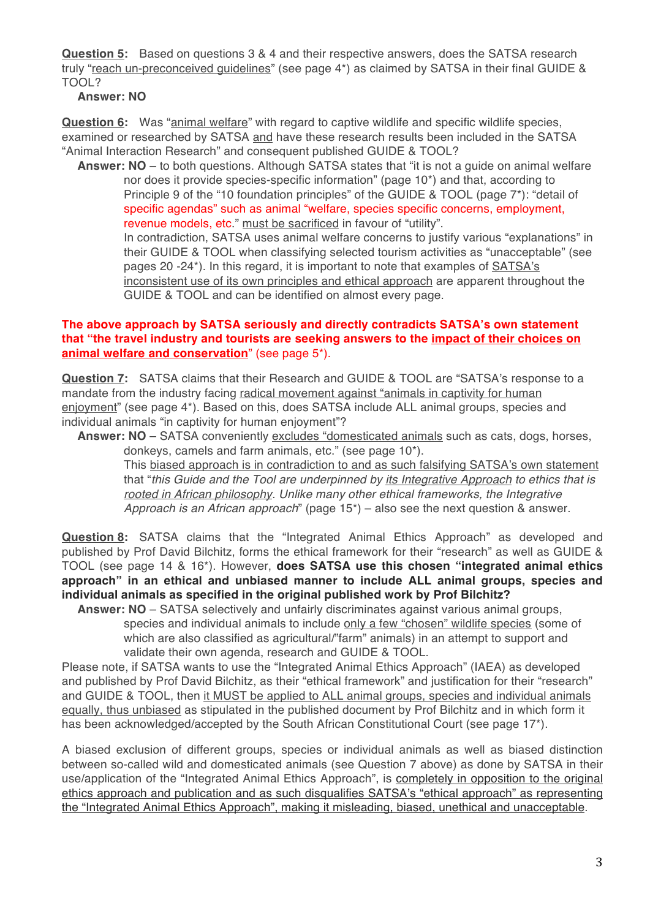**<u>Question 5</u>:** Based on questions 3 & 4 and their respective answers, does the SATSA research truly "<u>reach un-preconceived guidelines</u>" (see page 4*) as claimed by SATSA in their final GUIDE & TOOL?

**Answer: NO**

**<u>Question 6</u>:** Was "<u>animal welfare</u>" with regard to captive wildlife and specific wildlife species, examined or researched by SATSA <u>and</u> have these research results been included in the SATSA "Animal Interaction Research" and consequent published GUIDE & TOOL?

**Answer: NO** – to both questions. Although SATSA states that "it is not a guide on animal welfare nor does it provide species-specific information" (page 10*) and that, according to Principle 9 of the "10 foundation principles" of the GUIDE & TOOL (page 7*): "detail of specific agendas" such as animal "welfare, species specific concerns, employment, revenue models, etc." <u>must be sacrificed</u> in favour of "utility".

In contradiction, SATSA uses animal welfare concerns to justify various "explanations" in their GUIDE & TOOL when classifying selected tourism activities as "unacceptable" (see pages 20 -24*). In this regard, it is important to note that examples of <u>SATSA's inconsistent use of its own principles and ethical approach</u> are apparent throughout the GUIDE & TOOL and can be identified on almost every page.

**The above approach by SATSA seriously and directly contradicts SATSA's own statement that "the travel industry and tourists are seeking answers to the <u>impact of their choices on animal welfare and conservation</u>" (see page 5*).**

**<u>Question 7</u>:** SATSA claims that their Research and GUIDE & TOOL are "SATSA's response to a mandate from the industry facing <u>radical movement against "animals in captivity for human enjoyment</u>" (see page 4*). Based on this, does SATSA include ALL animal groups, species and individual animals "in captivity for human enjoyment"?

**Answer: NO** – SATSA conveniently <u>excludes "domesticated animals</u> such as cats, dogs, horses, donkeys, camels and farm animals, etc." (see page 10*).

This <u>biased approach is in contradiction to and as such falsifying SATSA's own statement</u> that "*this Guide and the Tool are underpinned by <u>its Integrative Approach</u> to ethics that is <u>rooted in African philosophy</u>. Unlike many other ethical frameworks, the Integrative Approach is an African approach*" (page 15*) – also see the next question & answer.

**<u>Question 8</u>:** SATSA claims that the "Integrated Animal Ethics Approach" as developed and published by Prof David Bilchitz, forms the ethical framework for their "research" as well as GUIDE & TOOL (see page 14 & 16*). However, **does SATSA use this chosen "integrated animal ethics approach" in an ethical and unbiased manner to include ALL animal groups, species and individual animals as specified in the original published work by Prof Bilchitz?**

**Answer: NO** – SATSA selectively and unfairly discriminates against various animal groups, species and individual animals to include <u>only a few "chosen" wildlife species</u> (some of which are also classified as agricultural/"farm" animals) in an attempt to support and validate their own agenda, research and GUIDE & TOOL.

Please note, if SATSA wants to use the "Integrated Animal Ethics Approach" (IAEA) as developed and published by Prof David Bilchitz, as their "ethical framework" and justification for their "research" and GUIDE & TOOL, then <u>it MUST be applied to ALL animal groups, species and individual animals equally, thus unbiased</u> as stipulated in the published document by Prof Bilchitz and in which form it has been acknowledged/accepted by the South African Constitutional Court (see page 17*).

A biased exclusion of different groups, species or individual animals as well as biased distinction between so-called wild and domesticated animals (see Question 7 above) as done by SATSA in their use/application of the "Integrated Animal Ethics Approach", is <u>completely in opposition to the original ethics approach and publication and as such disqualifies SATSA's "ethical approach" as representing the "Integrated Animal Ethics Approach", making it misleading, biased, unethical and unacceptable</u>.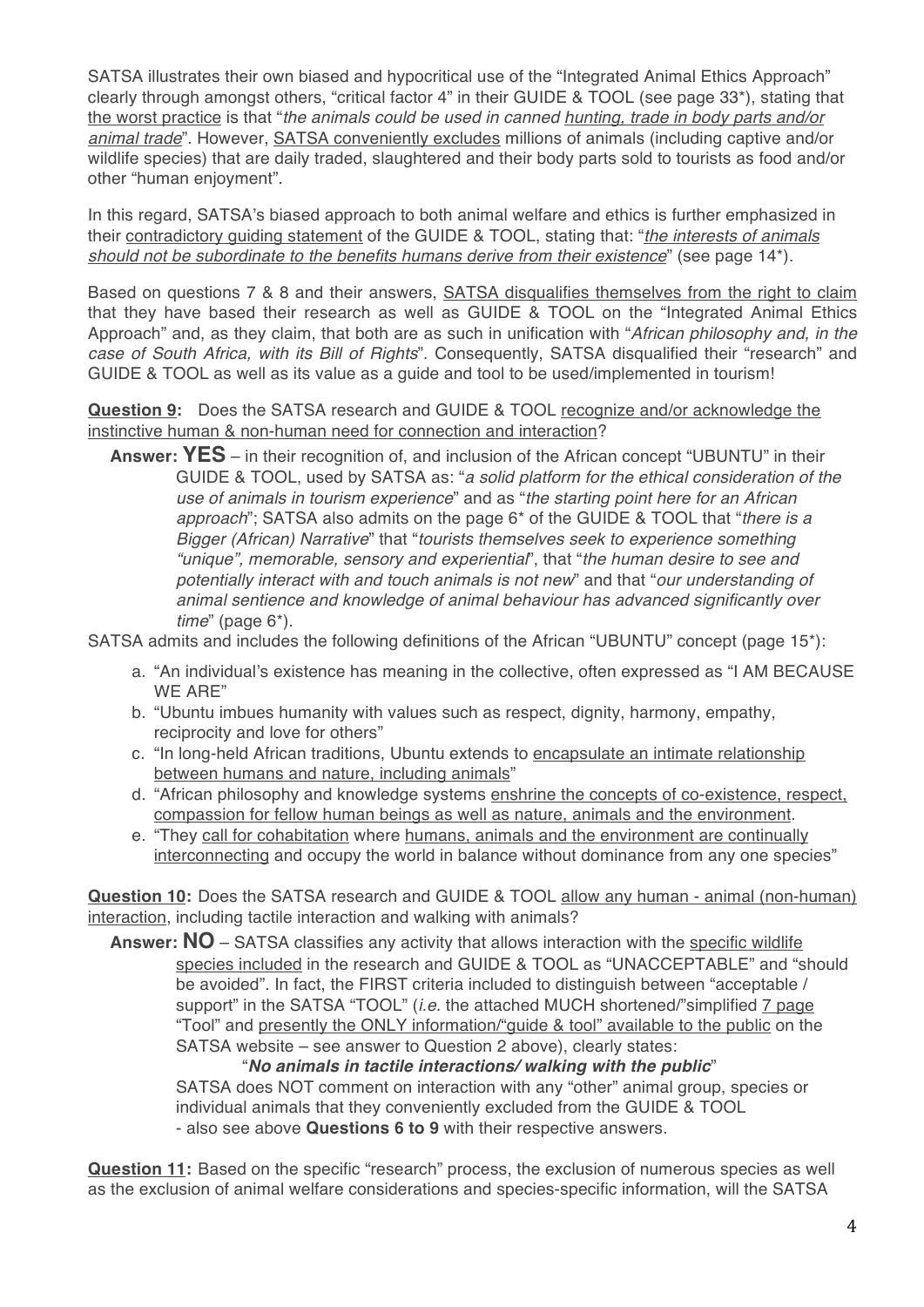SATSA illustrates their own biased and hypocritical use of the "Integrated Animal Ethics Approach" clearly through amongst others, "critical factor 4" in their GUIDE & TOOL (see page 33*), stating that the worst practice is that "*the animals could be used in canned hunting, trade in body parts and/or animal trade*". However, SATSA conveniently excludes millions of animals (including captive and/or wildlife species) that are daily traded, slaughtered and their body parts sold to tourists as food and/or other "human enjoyment".

In this regard, SATSA's biased approach to both animal welfare and ethics is further emphasized in their contradictory guiding statement of the GUIDE & TOOL, stating that: "*the interests of animals should not be subordinate to the benefits humans derive from their existence*" (see page 14*).

Based on questions 7 & 8 and their answers, SATSA disqualifies themselves from the right to claim that they have based their research as well as GUIDE & TOOL on the "Integrated Animal Ethics Approach" and, as they claim, that both are as such in unification with "*African philosophy and, in the case of South Africa, with its Bill of Rights*". Consequently, SATSA disqualified their "research" and GUIDE & TOOL as well as its value as a guide and tool to be used/implemented in tourism!

**Question 9:** Does the SATSA research and GUIDE & TOOL recognize and/or acknowledge the instinctive human & non-human need for connection and interaction?

**Answer: YES** – in their recognition of, and inclusion of the African concept "UBUNTU" in their GUIDE & TOOL, used by SATSA as: "*a solid platform for the ethical consideration of the use of animals in tourism experience*" and as "*the starting point here for an African approach*"; SATSA also admits on the page 6* of the GUIDE & TOOL that "*there is a Bigger (African) Narrative*" that "*tourists themselves seek to experience something "unique", memorable, sensory and experiential*", that "*the human desire to see and potentially interact with and touch animals is not new*" and that "*our understanding of animal sentience and knowledge of animal behaviour has advanced significantly over time*" (page 6*).

SATSA admits and includes the following definitions of the African "UBUNTU" concept (page 15*):

a. "An individual's existence has meaning in the collective, often expressed as "I AM BECAUSE WE ARE"
b. "Ubuntu imbues humanity with values such as respect, dignity, harmony, empathy, reciprocity and love for others"
c. "In long-held African traditions, Ubuntu extends to encapsulate an intimate relationship between humans and nature, including animals"
d. "African philosophy and knowledge systems enshrine the concepts of co-existence, respect, compassion for fellow human beings as well as nature, animals and the environment.
e. "They call for cohabitation where humans, animals and the environment are continually interconnecting and occupy the world in balance without dominance from any one species"

**Question 10:** Does the SATSA research and GUIDE & TOOL allow any human - animal (non-human) interaction, including tactile interaction and walking with animals?

**Answer: NO** – SATSA classifies any activity that allows interaction with the specific wildlife species included in the research and GUIDE & TOOL as "UNACCEPTABLE" and "should be avoided". In fact, the FIRST criteria included to distinguish between "acceptable / support" in the SATSA "TOOL" (*i.e.* the attached MUCH shortened/"simplified 7 page "Tool" and presently the ONLY information/"guide & tool" available to the public on the SATSA website – see answer to Question 2 above), clearly states:

"***No animals in tactile interactions/ walking with the public***"

SATSA does NOT comment on interaction with any "other" animal group, species or individual animals that they conveniently excluded from the GUIDE & TOOL - also see above **Questions 6 to 9** with their respective answers.

**Question 11:** Based on the specific "research" process, the exclusion of numerous species as well as the exclusion of animal welfare considerations and species-specific information, will the SATSA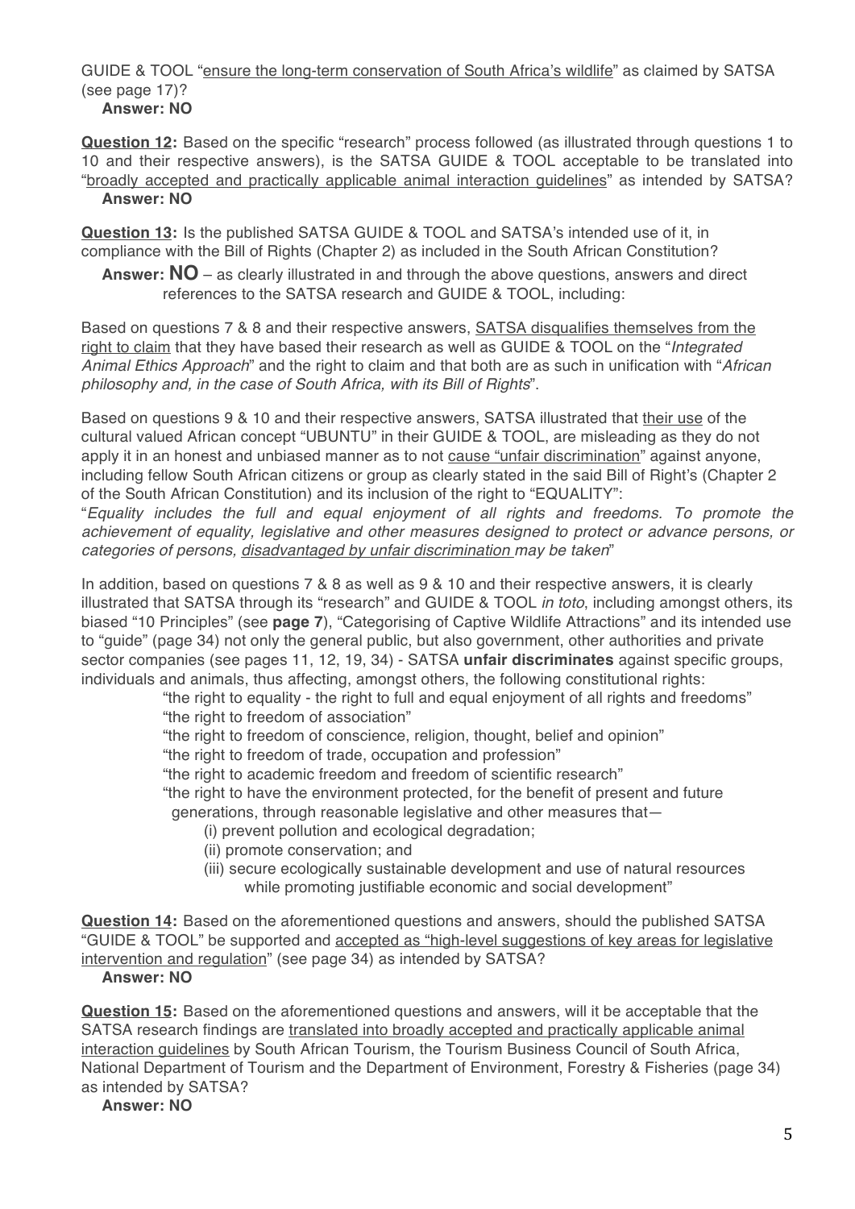GUIDE & TOOL "ensure the long-term conservation of South Africa's wildlife" as claimed by SATSA (see page 17)?

**Answer: NO**

**Question 12:** Based on the specific "research" process followed (as illustrated through questions 1 to 10 and their respective answers), is the SATSA GUIDE & TOOL acceptable to be translated into "broadly accepted and practically applicable animal interaction guidelines" as intended by SATSA?

**Answer: NO**

**Question 13:** Is the published SATSA GUIDE & TOOL and SATSA's intended use of it, in compliance with the Bill of Rights (Chapter 2) as included in the South African Constitution?

**Answer: NO** – as clearly illustrated in and through the above questions, answers and direct references to the SATSA research and GUIDE & TOOL, including:

Based on questions 7 & 8 and their respective answers, SATSA disqualifies themselves from the right to claim that they have based their research as well as GUIDE & TOOL on the "*Integrated Animal Ethics Approach*" and the right to claim and that both are as such in unification with "*African philosophy and, in the case of South Africa, with its Bill of Rights*".

Based on questions 9 & 10 and their respective answers, SATSA illustrated that their use of the cultural valued African concept "UBUNTU" in their GUIDE & TOOL, are misleading as they do not apply it in an honest and unbiased manner as to not cause "unfair discrimination" against anyone, including fellow South African citizens or group as clearly stated in the said Bill of Right's (Chapter 2 of the South African Constitution) and its inclusion of the right to "EQUALITY":

"*Equality includes the full and equal enjoyment of all rights and freedoms. To promote the achievement of equality, legislative and other measures designed to protect or advance persons, or categories of persons, disadvantaged by unfair discrimination may be taken*"

In addition, based on questions 7 & 8 as well as 9 & 10 and their respective answers, it is clearly illustrated that SATSA through its "research" and GUIDE & TOOL *in toto*, including amongst others, its biased "10 Principles" (see **page 7**), "Categorising of Captive Wildlife Attractions" and its intended use to "guide" (page 34) not only the general public, but also government, other authorities and private sector companies (see pages 11, 12, 19, 34) - SATSA **unfair discriminates** against specific groups, individuals and animals, thus affecting, amongst others, the following constitutional rights:

"the right to equality - the right to full and equal enjoyment of all rights and freedoms"
"the right to freedom of association"
"the right to freedom of conscience, religion, thought, belief and opinion"
"the right to freedom of trade, occupation and profession"
"the right to academic freedom and freedom of scientific research"
"the right to have the environment protected, for the benefit of present and future generations, through reasonable legislative and other measures that—

(i) prevent pollution and ecological degradation;
(ii) promote conservation; and
(iii) secure ecologically sustainable development and use of natural resources while promoting justifiable economic and social development"

**Question 14:** Based on the aforementioned questions and answers, should the published SATSA "GUIDE & TOOL" be supported and accepted as "high-level suggestions of key areas for legislative intervention and regulation" (see page 34) as intended by SATSA?

**Answer: NO**

**Question 15:** Based on the aforementioned questions and answers, will it be acceptable that the SATSA research findings are translated into broadly accepted and practically applicable animal interaction guidelines by South African Tourism, the Tourism Business Council of South Africa, National Department of Tourism and the Department of Environment, Forestry & Fisheries (page 34) as intended by SATSA?

**Answer: NO**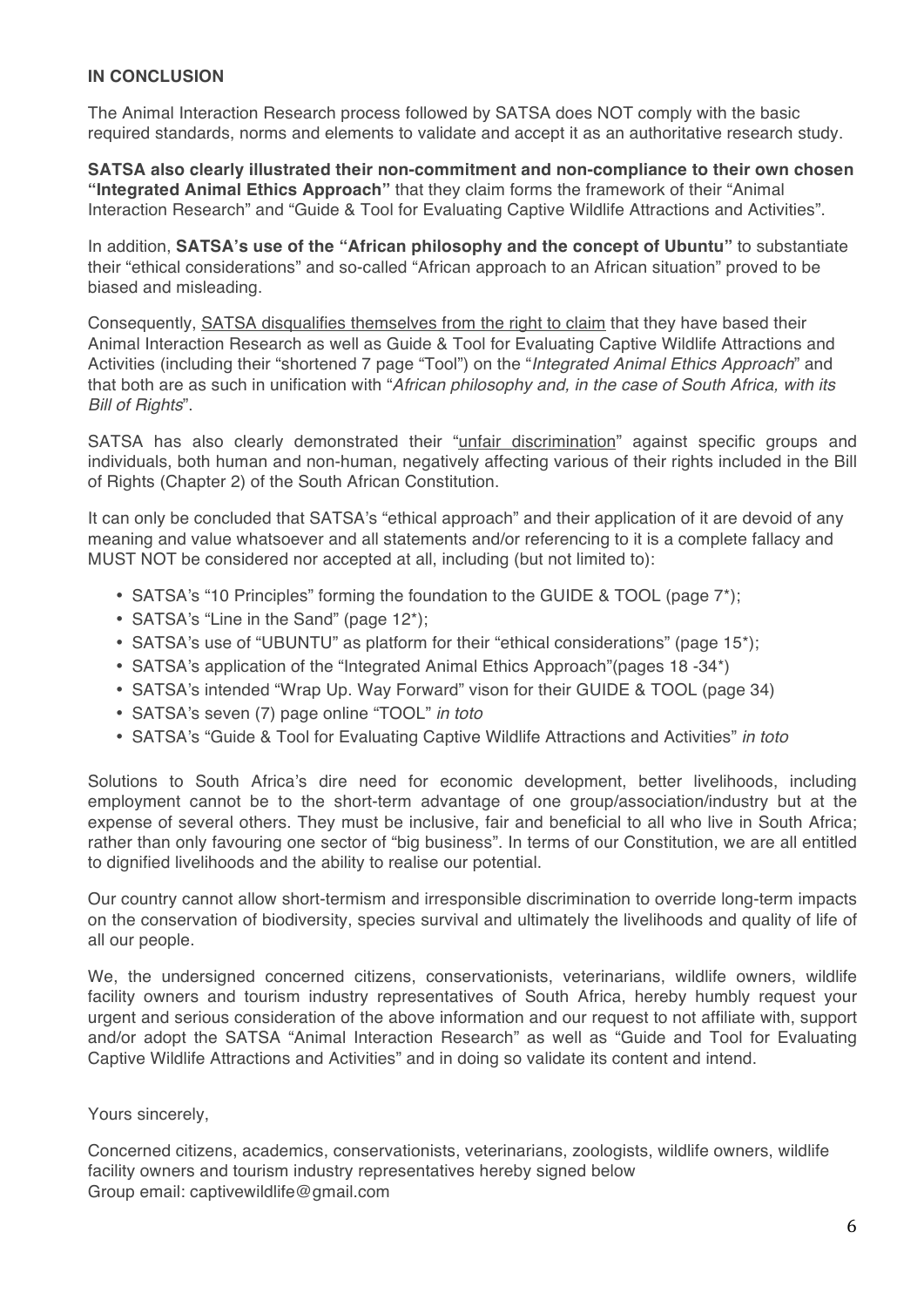**IN CONCLUSION**

The Animal Interaction Research process followed by SATSA does NOT comply with the basic required standards, norms and elements to validate and accept it as an authoritative research study.

**SATSA also clearly illustrated their non-commitment and non-compliance to their own chosen "Integrated Animal Ethics Approach"** that they claim forms the framework of their "Animal Interaction Research" and "Guide & Tool for Evaluating Captive Wildlife Attractions and Activities".

In addition, **SATSA's use of the "African philosophy and the concept of Ubuntu"** to substantiate their "ethical considerations" and so-called "African approach to an African situation" proved to be biased and misleading.

Consequently, <u>SATSA disqualifies themselves from the right to claim</u> that they have based their Animal Interaction Research as well as Guide & Tool for Evaluating Captive Wildlife Attractions and Activities (including their "shortened 7 page "Tool") on the "*Integrated Animal Ethics Approach*" and that both are as such in unification with "*African philosophy and, in the case of South Africa, with its Bill of Rights*".

SATSA has also clearly demonstrated their "<u>unfair discrimination</u>" against specific groups and individuals, both human and non-human, negatively affecting various of their rights included in the Bill of Rights (Chapter 2) of the South African Constitution.

It can only be concluded that SATSA's "ethical approach" and their application of it are devoid of any meaning and value whatsoever and all statements and/or referencing to it is a complete fallacy and MUST NOT be considered nor accepted at all, including (but not limited to):

- SATSA's "10 Principles" forming the foundation to the GUIDE & TOOL (page 7*);
- SATSA's "Line in the Sand" (page 12*);
- SATSA's use of "UBUNTU" as platform for their "ethical considerations" (page 15*);
- SATSA's application of the "Integrated Animal Ethics Approach"(pages 18 -34*)
- SATSA's intended "Wrap Up. Way Forward" vison for their GUIDE & TOOL (page 34)
- SATSA's seven (7) page online "TOOL" *in toto*
- SATSA's "Guide & Tool for Evaluating Captive Wildlife Attractions and Activities" *in toto*

Solutions to South Africa's dire need for economic development, better livelihoods, including employment cannot be to the short-term advantage of one group/association/industry but at the expense of several others. They must be inclusive, fair and beneficial to all who live in South Africa; rather than only favouring one sector of "big business". In terms of our Constitution, we are all entitled to dignified livelihoods and the ability to realise our potential.

Our country cannot allow short-termism and irresponsible discrimination to override long-term impacts on the conservation of biodiversity, species survival and ultimately the livelihoods and quality of life of all our people.

We, the undersigned concerned citizens, conservationists, veterinarians, wildlife owners, wildlife facility owners and tourism industry representatives of South Africa, hereby humbly request your urgent and serious consideration of the above information and our request to not affiliate with, support and/or adopt the SATSA "Animal Interaction Research" as well as "Guide and Tool for Evaluating Captive Wildlife Attractions and Activities" and in doing so validate its content and intend.

Yours sincerely,

Concerned citizens, academics, conservationists, veterinarians, zoologists, wildlife owners, wildlife facility owners and tourism industry representatives hereby signed below
Group email: captivewildlife@gmail.com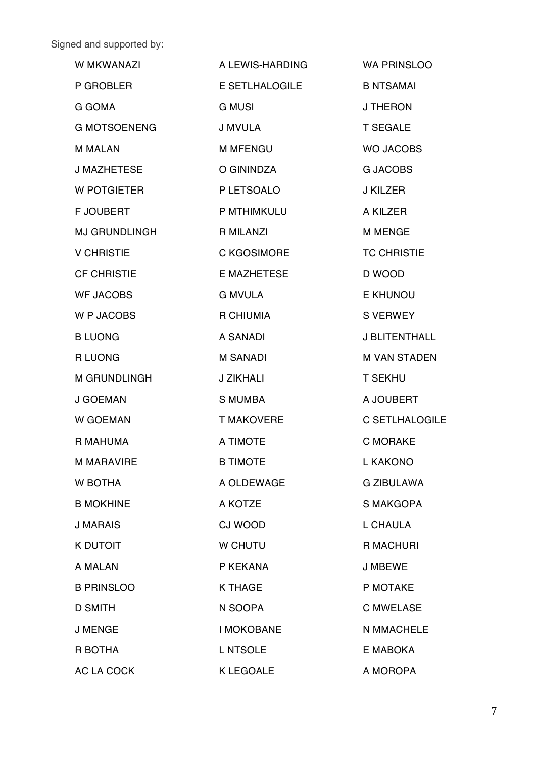Signed and supported by:

W MKWANAZI
P GROBLER
G GOMA
G MOTSOENENG
M MALAN
J MAZHETESE
W POTGIETER
F JOUBERT
MJ GRUNDLINGH
V CHRISTIE
CF CHRISTIE
WF JACOBS
W P JACOBS
B LUONG
R LUONG
M GRUNDLINGH
J GOEMAN
W GOEMAN
R MAHUMA
M MARAVIRE
W BOTHA
B MOKHINE
J MARAIS
K DUTOIT
A MALAN
B PRINSLOO
D SMITH
J MENGE
R BOTHA
AC LA COCK

A LEWIS-HARDING
E SETLHALOGILE
G MUSI
J MVULA
M MFENGU
O GININDZA
P LETSOALO
P MTHIMKULU
R MILANZI
C KGOSIMORE
E MAZHETESE
G MVULA
R CHIUMIA
A SANADI
M SANADI
J ZIKHALI
S MUMBA
T MAKOVERE
A TIMOTE
B TIMOTE
A OLDEWAGE
A KOTZE
CJ WOOD
W CHUTU
P KEKANA
K THAGE
N SOOPA
I MOKOBANE
L NTSOLE
K LEGOALE

WA PRINSLOO
B NTSAMAI
J THERON
T SEGALE
WO JACOBS
G JACOBS
J KILZER
A KILZER
M MENGE
TC CHRISTIE
D WOOD
E KHUNOU
S VERWEY
J BLITENTHALL
M VAN STADEN
T SEKHU
A JOUBERT
C SETLHALOGILE
C MORAKE
L KAKONO
G ZIBULAWA
S MAKGOPA
L CHAULA
R MACHURI
J MBEWE
P MOTAKE
C MWELASE
N MMACHELE
E MABOKA
A MOROPA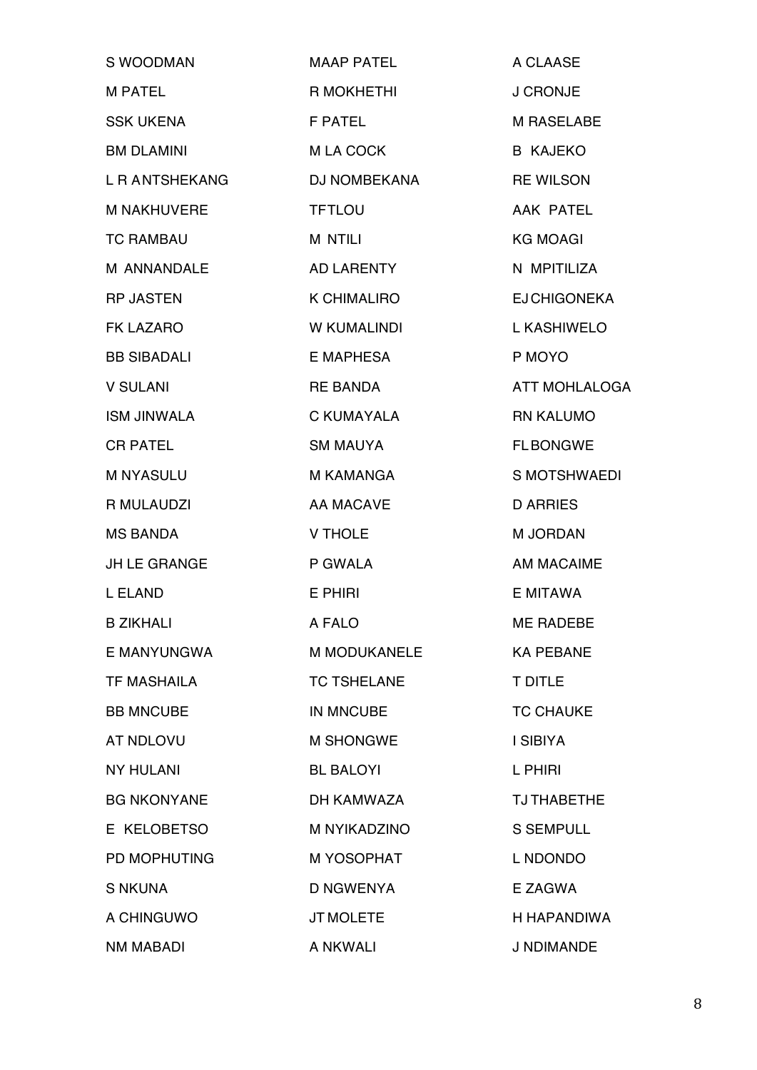S WOODMAN
M PATEL
SSK UKENA
BM DLAMINI
L R ANTSHEKANG
M NAKHUVERE
TC RAMBAU
M ANNANDALE
RP JASTEN
FK LAZARO
BB SIBADALI
V SULANI
ISM JINWALA
CR PATEL
M NYASULU
R MULAUDZI
MS BANDA
JH LE GRANGE
L ELAND
B ZIKHALI
E MANYUNGWA
TF MASHAILA
BB MNCUBE
AT NDLOVU
NY HULANI
BG NKONYANE
E KELOBETSO
PD MOPHUTING
S NKUNA
A CHINGUWO
NM MABADI

MAAP PATEL
R MOKHETHI
F PATEL
M LA COCK
DJ NOMBEKANA
TFTLOU
M NTILI
AD LARENTY
K CHIMALIRO
W KUMALINDI
E MAPHESA
RE BANDA
C KUMAYALA
SM MAUYA
M KAMANGA
AA MACAVE
V THOLE
P GWALA
E PHIRI
A FALO
M MODUKANELE
TC TSHELANE
IN MNCUBE
M SHONGWE
BL BALOYI
DH KAMWAZA
M NYIKADZINO
M YOSOPHAT
D NGWENYA
JT MOLETE
A NKWALI

A CLAASE
J CRONJE
M RASELABE
B KAJEKO
RE WILSON
AAK PATEL
KG MOAGI
N MPITILIZA
EJ CHIGONEKA
L KASHIWELO
P MOYO
ATT MOHLALOGA
RN KALUMO
FL BONGWE
S MOTSHWAEDI
D ARRIES
M JORDAN
AM MACAIME
E MITAWA
ME RADEBE
KA PEBANE
T DITLE
TC CHAUKE
I SIBIYA
L PHIRI
TJ THABETHE
S SEMPULL
L NDONDO
E ZAGWA
H HAPANDIWA
J NDIMANDE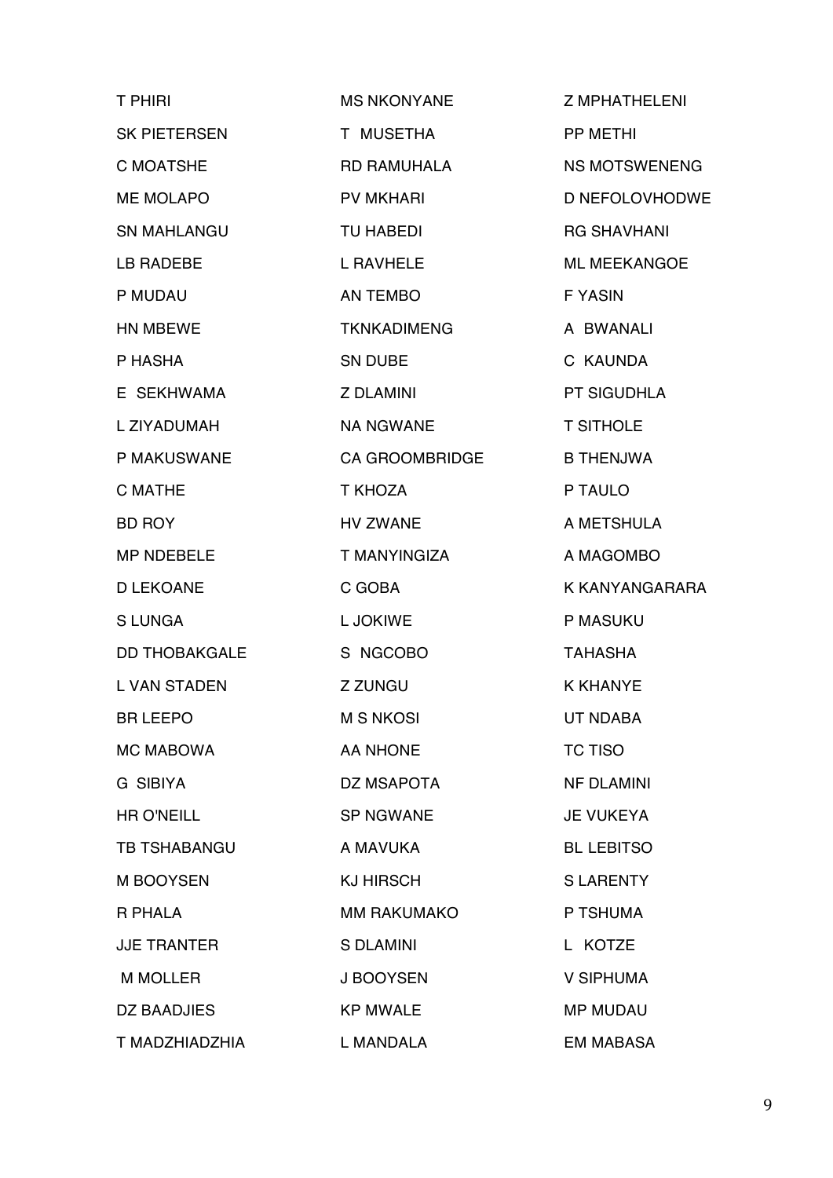T PHIRI
SK PIETERSEN
C MOATSHE
ME MOLAPO
SN MAHLANGU
LB RADEBE
P MUDAU
HN MBEWE
P HASHA
E SEKHWAMA
L ZIYADUMAH
P MAKUSWANE
C MATHE
BD ROY
MP NDEBELE
D LEKOANE
S LUNGA
DD THOBAKGALE
L VAN STADEN
BR LEEPO
MC MABOWA
G SIBIYA
HR O'NEILL
TB TSHABANGU
M BOOYSEN
R PHALA
JJE TRANTER
M MOLLER
DZ BAADJIES
T MADZHIADZHIA

MS NKONYANE
T MUSETHA
RD RAMUHALA
PV MKHARI
TU HABEDI
L RAVHELE
AN TEMBO
TKNKADIMENG
SN DUBE
Z DLAMINI
NA NGWANE
CA GROOMBRIDGE
T KHOZA
HV ZWANE
T MANYINGIZA
C GOBA
L JOKIWE
S NGCOBO
Z ZUNGU
M S NKOSI
AA NHONE
DZ MSAPOTA
SP NGWANE
A MAVUKA
KJ HIRSCH
MM RAKUMAKO
S DLAMINI
J BOOYSEN
KP MWALE
L MANDALA

Z MPHATHELENI
PP METHI
NS MOTSWENENG
D NEFOLOVHODWE
RG SHAVHANI
ML MEEKANGOE
F YASIN
A BWANALI
C KAUNDA
PT SIGUDHLA
T SITHOLE
B THENJWA
P TAULO
A METSHULA
A MAGOMBO
K KANYANGARARA
P MASUKU
TAHASHA
K KHANYE
UT NDABA
TC TISO
NF DLAMINI
JE VUKEYA
BL LEBITSO
S LARENTY
P TSHUMA
L KOTZE
V SIPHUMA
MP MUDAU
EM MABASA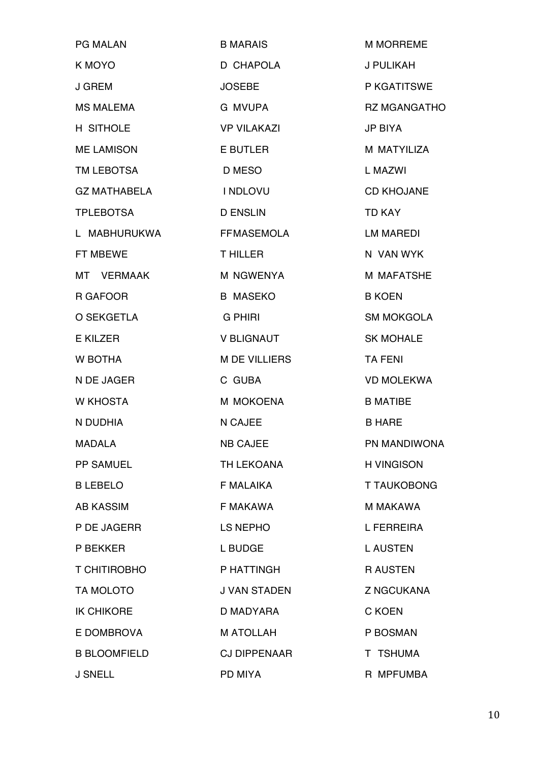| | | |
|---|---|---|
| PG MALAN | B MARAIS | M MORREME |
| K MOYO | D CHAPOLA | J PULIKAH |
| J GREM | JOSEBE | P KGATITSWE |
| MS MALEMA | G MVUPA | RZ MGANGATHO |
| H SITHOLE | VP VILAKAZI | JP BIYA |
| ME LAMISON | E BUTLER | M MATYILIZA |
| TM LEBOTSA | D MESO | L MAZWI |
| GZ MATHABELA | I NDLOVU | CD KHOJANE |
| TPLEBOTSA | D ENSLIN | TD KAY |
| L MABHURUKWA | FFMASEMOLA | LM MAREDI |
| FT MBEWE | T HILLER | N VAN WYK |
| MT VERMAAK | M NGWENYA | M MAFATSHE |
| R GAFOOR | B MASEKO | B KOEN |
| O SEKGETLA | G PHIRI | SM MOKGOLA |
| E KILZER | V BLIGNAUT | SK MOHALE |
| W BOTHA | M DE VILLIERS | TA FENI |
| N DE JAGER | C GUBA | VD MOLEKWA |
| W KHOSTA | M MOKOENA | B MATIBE |
| N DUDHIA | N CAJEE | B HARE |
| MADALA | NB CAJEE | PN MANDIWONA |
| PP SAMUEL | TH LEKOANA | H VINGISON |
| B LEBELO | F MALAIKA | T TAUKOBONG |
| AB KASSIM | F MAKAWA | M MAKAWA |
| P DE JAGERR | LS NEPHO | L FERREIRA |
| P BEKKER | L BUDGE | L AUSTEN |
| T CHITIROBHO | P HATTINGH | R AUSTEN |
| TA MOLOTO | J VAN STADEN | Z NGCUKANA |
| IK CHIKORE | D MADYARA | C KOEN |
| E DOMBROVA | M ATOLLAH | P BOSMAN |
| B BLOOMFIELD | CJ DIPPENAAR | T TSHUMA |
| J SNELL | PD MIYA | R MPFUMBA |